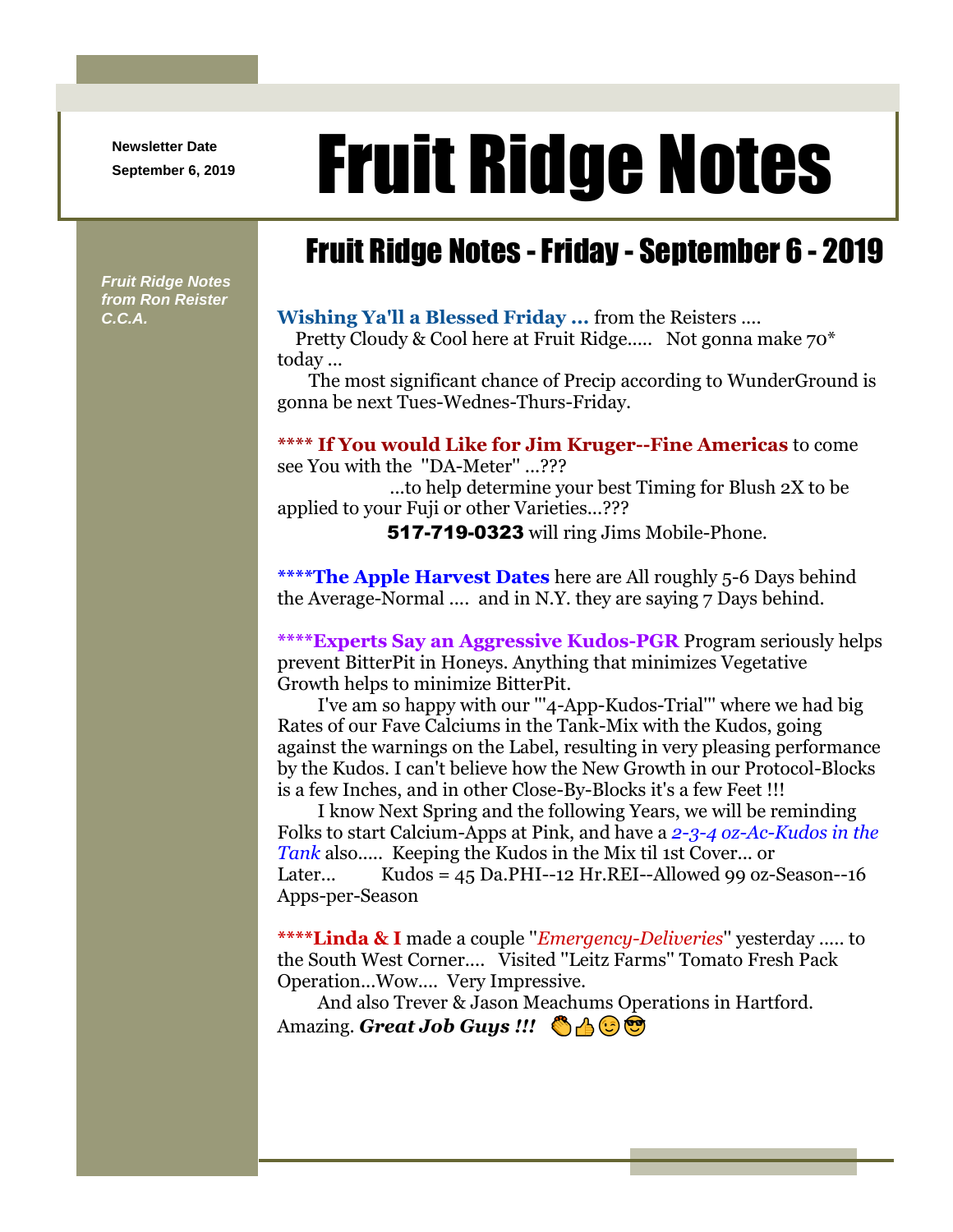Newsletter Date
September 6, 2019

# Fruit Ridge Notes

*Fruit Ridge Notes from Ron Reister C.C.A.*

## Fruit Ridge Notes - Friday - September 6 - 2019

**Wishing Ya'll a Blessed Friday ...** from the Reisters ....
Pretty Cloudy & Cool here at Fruit Ridge..... Not gonna make 70* today ...
The most significant chance of Precip according to WunderGround is gonna be next Tues-Wednes-Thurs-Friday.

**\*\*\*\* If You would Like for Jim Kruger--Fine Americas** to come see You with the "DA-Meter" ...???
...to help determine your best Timing for Blush 2X to be applied to your Fuji or other Varieties...???
**517-719-0323** will ring Jims Mobile-Phone.

**\*\*\*\*The Apple Harvest Dates** here are All roughly 5-6 Days behind the Average-Normal .... and in N.Y. they are saying 7 Days behind.

**\*\*\*\*Experts Say an Aggressive Kudos-PGR** Program seriously helps prevent BitterPit in Honeys. Anything that minimizes Vegetative Growth helps to minimize BitterPit.
I've am so happy with our '"4-App-Kudos-Trial"' where we had big Rates of our Fave Calciums in the Tank-Mix with the Kudos, going against the warnings on the Label, resulting in very pleasing performance by the Kudos. I can't believe how the New Growth in our Protocol-Blocks is a few Inches, and in other Close-By-Blocks it's a few Feet !!!
I know Next Spring and the following Years, we will be reminding Folks to start Calcium-Apps at Pink, and have a *2-3-4 oz-Ac-Kudos in the Tank* also..... Keeping the Kudos in the Mix til 1st Cover... or Later... Kudos = 45 Da.PHI--12 Hr.REI--Allowed 99 oz-Season--16 Apps-per-Season

**\*\*\*\*Linda & I** made a couple "*Emergency-Deliveries*" yesterday ..... to the South West Corner.... Visited "Leitz Farms" Tomato Fresh Pack Operation...Wow.... Very Impressive.
And also Trever & Jason Meachums Operations in Hartford. Amazing. ***Great Job Guys !!!*** 👏👍😉😎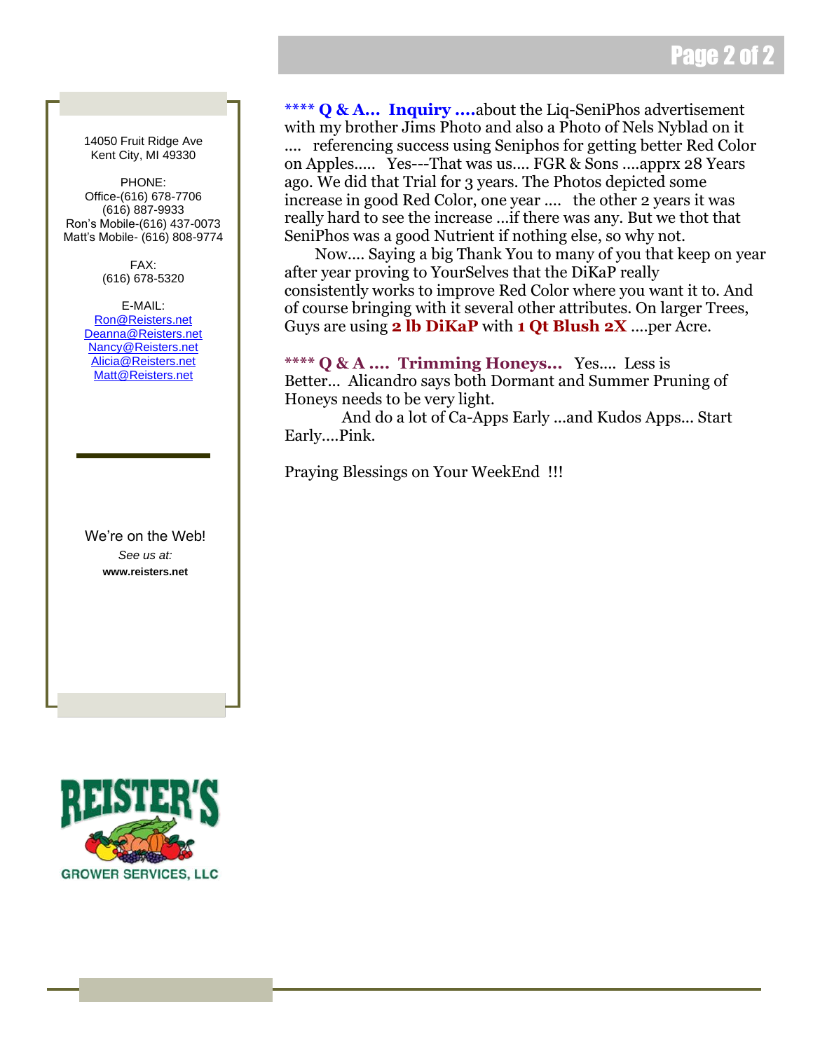14050 Fruit Ridge Ave
Kent City, MI 49330

PHONE:
Office-(616) 678-7706
(616) 887-9933
Ron's Mobile-(616) 437-0073
Matt's Mobile- (616) 808-9774

FAX:
(616) 678-5320

E-MAIL:
Ron@Reisters.net
Deanna@Reisters.net
Nancy@Reisters.net
Alicia@Reisters.net
Matt@Reisters.net

We're on the Web!
*See us at:*
**www.reisters.net**

REISTER'S GROWER SERVICES, LLC

**\*\*\*\* Q & A... Inquiry ....**about the Liq-SeniPhos advertisement with my brother Jims Photo and also a Photo of Nels Nyblad on it .... referencing success using Seniphos for getting better Red Color on Apples..... Yes---That was us.... FGR & Sons ....apprx 28 Years ago. We did that Trial for 3 years. The Photos depicted some increase in good Red Color, one year .... the other 2 years it was really hard to see the increase ...if there was any. But we thot that SeniPhos was a good Nutrient if nothing else, so why not.

Now.... Saying a big Thank You to many of you that keep on year after year proving to YourSelves that the DiKaP really consistently works to improve Red Color where you want it to. And of course bringing with it several other attributes. On larger Trees, Guys are using **2 lb DiKaP** with **1 Qt Blush 2X** ....per Acre.

**\*\*\*\* Q & A .... Trimming Honeys...** Yes.... Less is Better... Alicandro says both Dormant and Summer Pruning of Honeys needs to be very light.

And do a lot of Ca-Apps Early ...and Kudos Apps... Start Early....Pink.

Praying Blessings on Your WeekEnd !!!